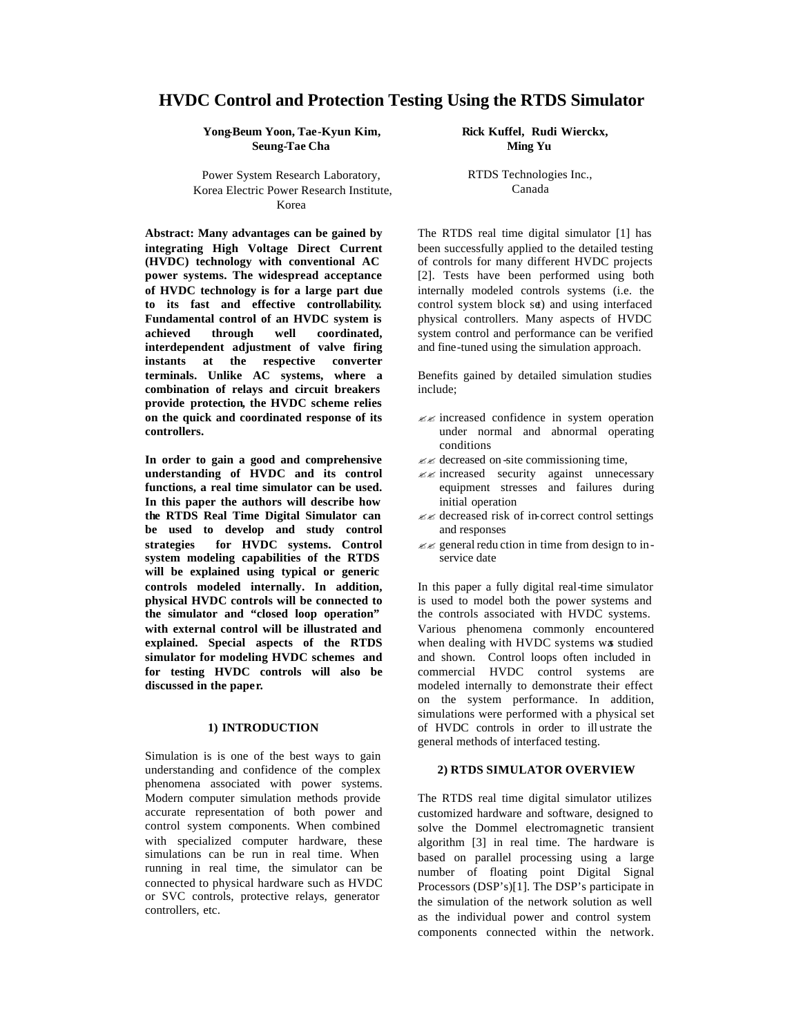# HVDC Control and Protection Testing Using the RTDS Simulator

**Yong-Beum Yoon, Tae-Kyun Kim, Seung-Tae Cha**

Power System Research Laboratory,
Korea Electric Power Research Institute,
Korea

**Rick Kuffel, Rudi Wierckx, Ming Yu**

RTDS Technologies Inc.,
Canada

**Abstract: Many advantages can be gained by integrating High Voltage Direct Current (HVDC) technology with conventional AC power systems. The widespread acceptance of HVDC technology is for a large part due to its fast and effective controllability. Fundamental control of an HVDC system is achieved through well coordinated, interdependent adjustment of valve firing instants at the respective converter terminals. Unlike AC systems, where a combination of relays and circuit breakers provide protection, the HVDC scheme relies on the quick and coordinated response of its controllers.**

**In order to gain a good and comprehensive understanding of HVDC and its control functions, a real time simulator can be used. In this paper the authors will describe how the RTDS Real Time Digital Simulator can be used to develop and study control strategies for HVDC systems. Control system modeling capabilities of the RTDS will be explained using typical or generic controls modeled internally. In addition, physical HVDC controls will be connected to the simulator and "closed loop operation" with external control will be illustrated and explained. Special aspects of the RTDS simulator for modeling HVDC schemes and for testing HVDC controls will also be discussed in the paper.**

## 1) INTRODUCTION

Simulation is is one of the best ways to gain understanding and confidence of the complex phenomena associated with power systems. Modern computer simulation methods provide accurate representation of both power and control system components. When combined with specialized computer hardware, these simulations can be run in real time. When running in real time, the simulator can be connected to physical hardware such as HVDC or SVC controls, protective relays, generator controllers, etc.

The RTDS real time digital simulator [1] has been successfully applied to the detailed testing of controls for many different HVDC projects [2]. Tests have been performed using both internally modeled controls systems (i.e. the control system block set) and using interfaced physical controllers. Many aspects of HVDC system control and performance can be verified and fine-tuned using the simulation approach.

Benefits gained by detailed simulation studies include;

- increased confidence in system operation under normal and abnormal operating conditions
- decreased on-site commissioning time,
- increased security against unnecessary equipment stresses and failures during initial operation
- decreased risk of in-correct control settings and responses
- general reduction in time from design to in-service date

In this paper a fully digital real-time simulator is used to model both the power systems and the controls associated with HVDC systems. Various phenomena commonly encountered when dealing with HVDC systems was studied and shown. Control loops often included in commercial HVDC control systems are modeled internally to demonstrate their effect on the system performance. In addition, simulations were performed with a physical set of HVDC controls in order to illustrate the general methods of interfaced testing.

## 2) RTDS SIMULATOR OVERVIEW

The RTDS real time digital simulator utilizes customized hardware and software, designed to solve the Dommel electromagnetic transient algorithm [3] in real time. The hardware is based on parallel processing using a large number of floating point Digital Signal Processors (DSP's)[1]. The DSP's participate in the simulation of the network solution as well as the individual power and control system components connected within the network.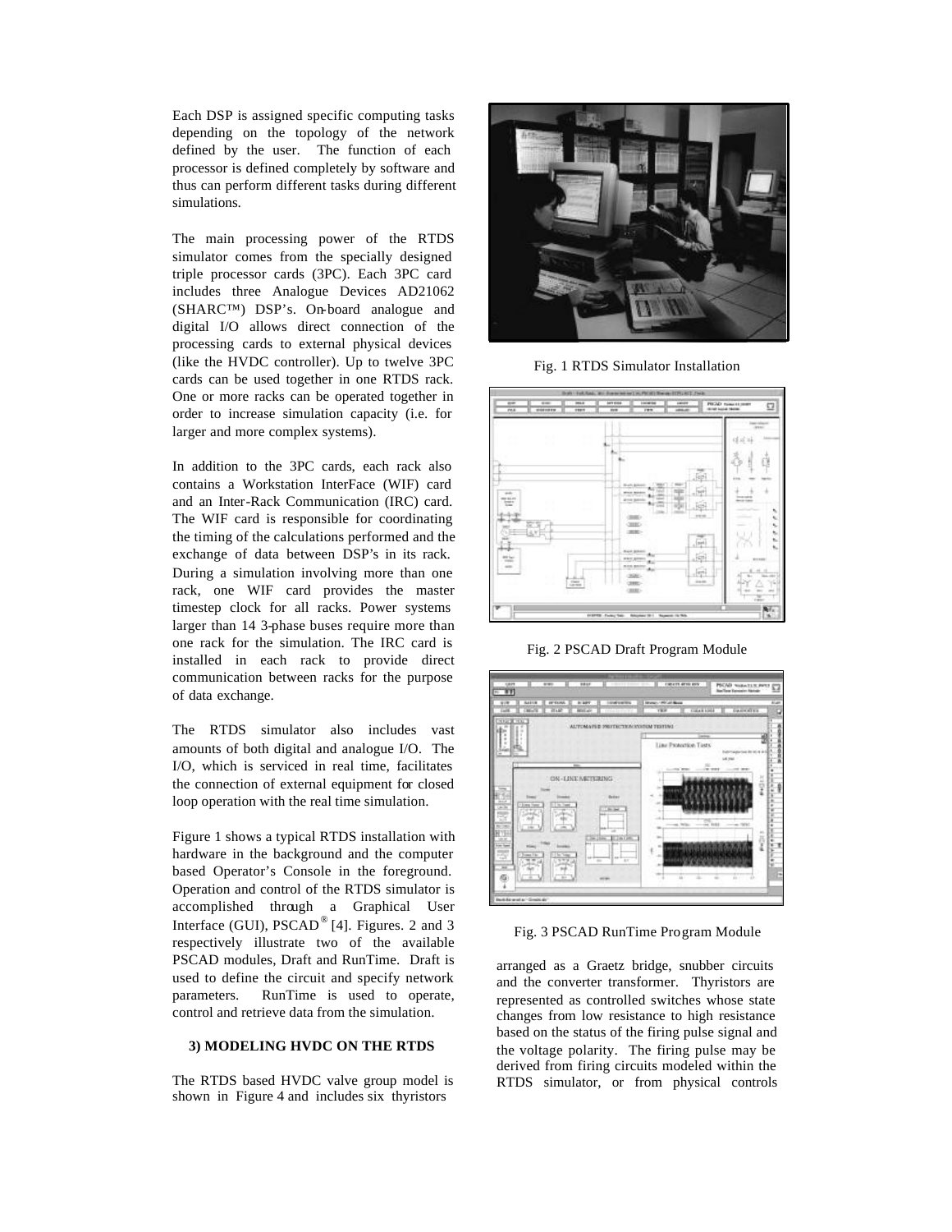Each DSP is assigned specific computing tasks depending on the topology of the network defined by the user. The function of each processor is defined completely by software and thus can perform different tasks during different simulations.

The main processing power of the RTDS simulator comes from the specially designed triple processor cards (3PC). Each 3PC card includes three Analogue Devices AD21062 (SHARC™) DSP's. On-board analogue and digital I/O allows direct connection of the processing cards to external physical devices (like the HVDC controller). Up to twelve 3PC cards can be used together in one RTDS rack. One or more racks can be operated together in order to increase simulation capacity (i.e. for larger and more complex systems).

In addition to the 3PC cards, each rack also contains a Workstation InterFace (WIF) card and an Inter-Rack Communication (IRC) card. The WIF card is responsible for coordinating the timing of the calculations performed and the exchange of data between DSP's in its rack. During a simulation involving more than one rack, one WIF card provides the master timestep clock for all racks. Power systems larger than 14 3-phase buses require more than one rack for the simulation. The IRC card is installed in each rack to provide direct communication between racks for the purpose of data exchange.

The RTDS simulator also includes vast amounts of both digital and analogue I/O. The I/O, which is serviced in real time, facilitates the connection of external equipment for closed loop operation with the real time simulation.

Figure 1 shows a typical RTDS installation with hardware in the background and the computer based Operator's Console in the foreground. Operation and control of the RTDS simulator is accomplished through a Graphical User Interface (GUI), PSCAD® [4]. Figures. 2 and 3 respectively illustrate two of the available PSCAD modules, Draft and RunTime. Draft is used to define the circuit and specify network parameters. RunTime is used to operate, control and retrieve data from the simulation.

Fig. 1 RTDS Simulator Installation

Fig. 2 PSCAD Draft Program Module

Fig. 3 PSCAD RunTime Program Module

### 3) MODELING HVDC ON THE RTDS

The RTDS based HVDC valve group model is shown in Figure 4 and includes six thyristors arranged as a Graetz bridge, snubber circuits and the converter transformer. Thyristors are represented as controlled switches whose state changes from low resistance to high resistance based on the status of the firing pulse signal and the voltage polarity. The firing pulse may be derived from firing circuits modeled within the RTDS simulator, or from physical controls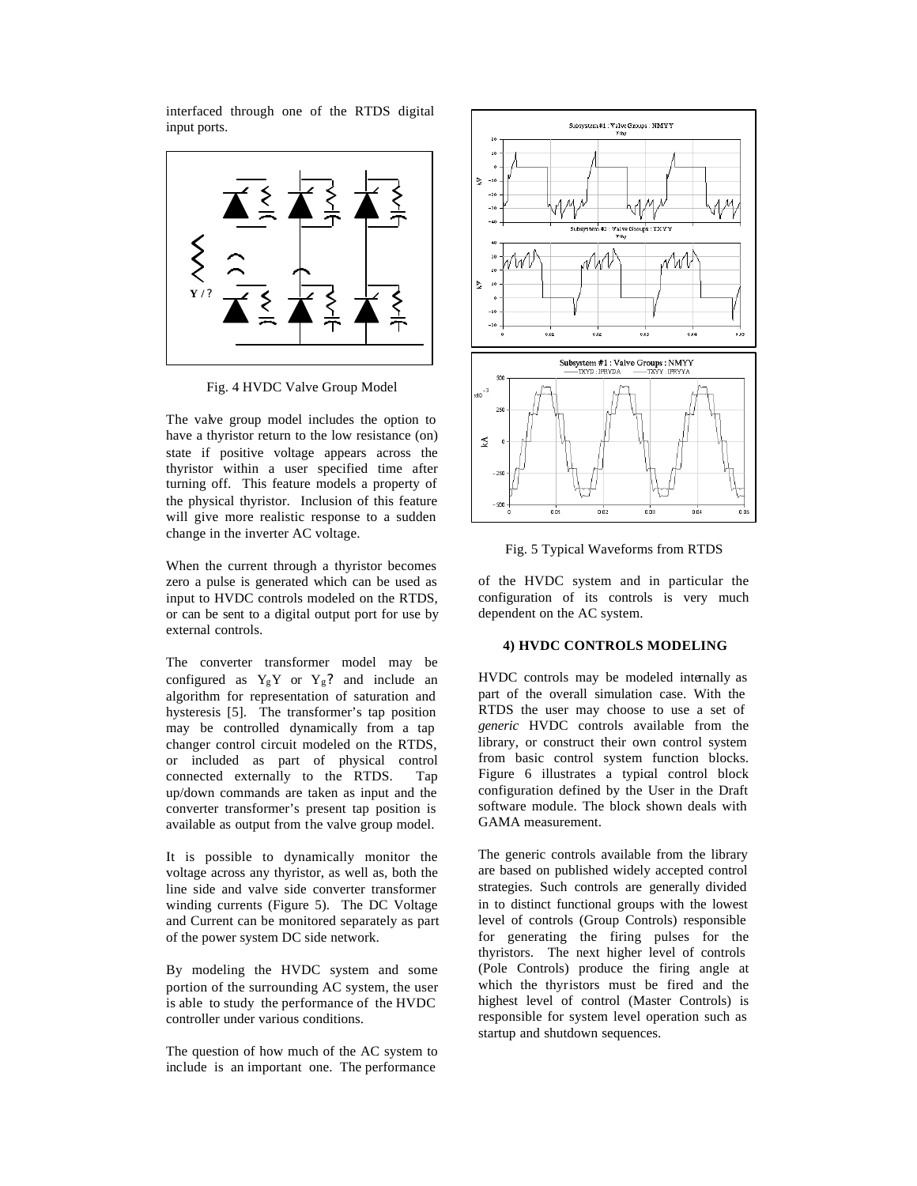interfaced through one of the RTDS digital input ports.

Fig. 4 HVDC Valve Group Model

The valve group model includes the option to have a thyristor return to the low resistance (on) state if positive voltage appears across the thyristor within a user specified time after turning off. This feature models a property of the physical thyristor. Inclusion of this feature will give more realistic response to a sudden change in the inverter AC voltage.

When the current through a thyristor becomes zero a pulse is generated which can be used as input to HVDC controls modeled on the RTDS, or can be sent to a digital output port for use by external controls.

The converter transformer model may be configured as $Y_gY$ or $Y_g$? and include an algorithm for representation of saturation and hysteresis [5]. The transformer's tap position may be controlled dynamically from a tap changer control circuit modeled on the RTDS, or included as part of physical control connected externally to the RTDS. Tap up/down commands are taken as input and the converter transformer's present tap position is available as output from the valve group model.

It is possible to dynamically monitor the voltage across any thyristor, as well as, both the line side and valve side converter transformer winding currents (Figure 5). The DC Voltage and Current can be monitored separately as part of the power system DC side network.

By modeling the HVDC system and some portion of the surrounding AC system, the user is able to study the performance of the HVDC controller under various conditions.

The question of how much of the AC system to include is an important one. The performance of the HVDC system and in particular the configuration of its controls is very much dependent on the AC system.

Fig. 5 Typical Waveforms from RTDS

#### 4) HVDC CONTROLS MODELING

HVDC controls may be modeled internally as part of the overall simulation case. With the RTDS the user may choose to use a set of *generic* HVDC controls available from the library, or construct their own control system from basic control system function blocks. Figure 6 illustrates a typical control block configuration defined by the User in the Draft software module. The block shown deals with GAMA measurement.

The generic controls available from the library are based on published widely accepted control strategies. Such controls are generally divided in to distinct functional groups with the lowest level of controls (Group Controls) responsible for generating the firing pulses for the thyristors. The next higher level of controls (Pole Controls) produce the firing angle at which the thyristors must be fired and the highest level of control (Master Controls) is responsible for system level operation such as startup and shutdown sequences.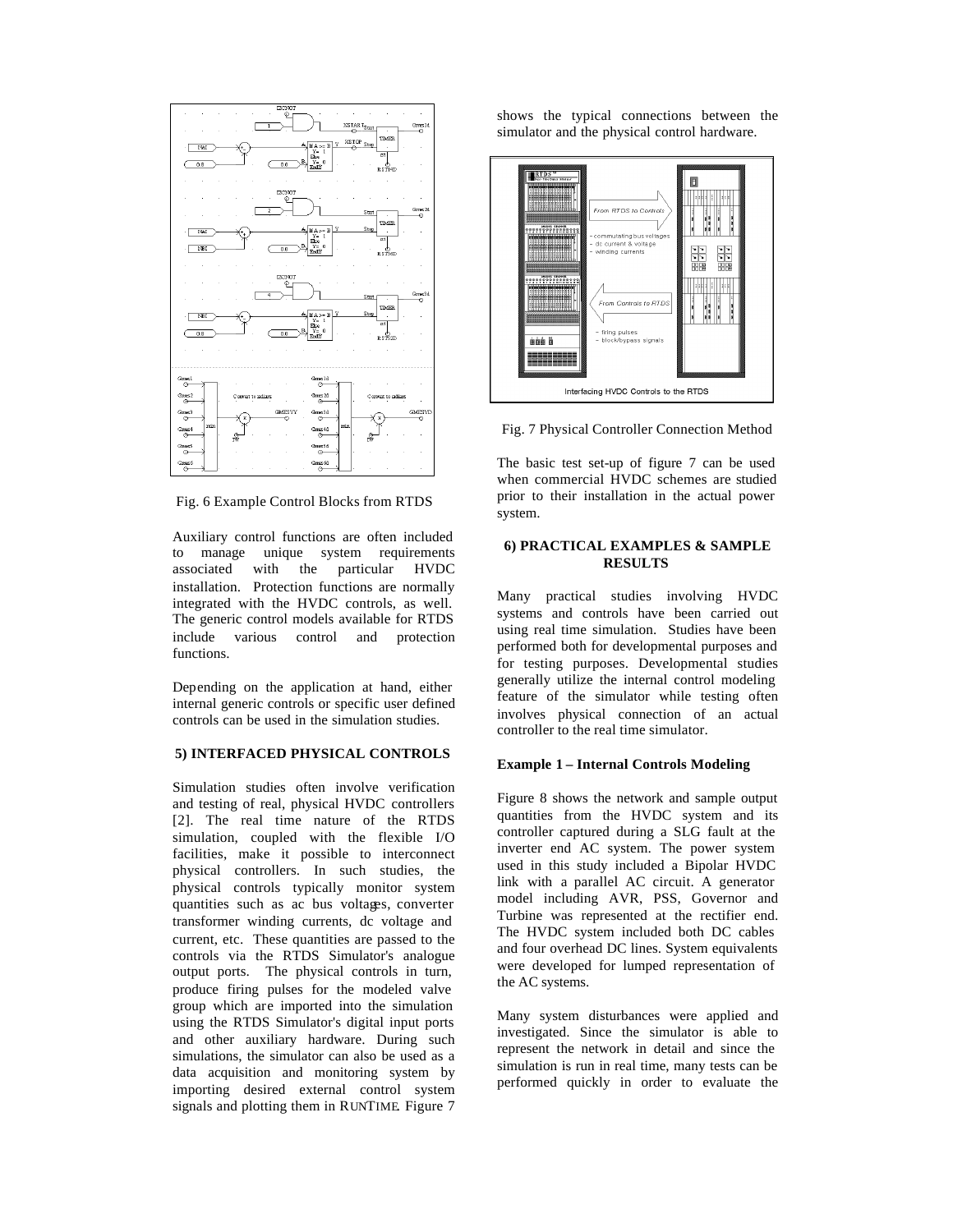Fig. 6 Example Control Blocks from RTDS

Auxiliary control functions are often included to manage unique system requirements associated with the particular HVDC installation. Protection functions are normally integrated with the HVDC controls, as well. The generic control models available for RTDS include various control and protection functions.

Depending on the application at hand, either internal generic controls or specific user defined controls can be used in the simulation studies.

#### 5) INTERFACED PHYSICAL CONTROLS

Simulation studies often involve verification and testing of real, physical HVDC controllers [2]. The real time nature of the RTDS simulation, coupled with the flexible I/O facilities, make it possible to interconnect physical controllers. In such studies, the physical controls typically monitor system quantities such as ac bus voltages, converter transformer winding currents, dc voltage and current, etc. These quantities are passed to the controls via the RTDS Simulator's analogue output ports. The physical controls in turn, produce firing pulses for the modeled valve group which are imported into the simulation using the RTDS Simulator's digital input ports and other auxiliary hardware. During such simulations, the simulator can also be used as a data acquisition and monitoring system by importing desired external control system signals and plotting them in RUNTIME. Figure 7 shows the typical connections between the simulator and the physical control hardware.

Fig. 7 Physical Controller Connection Method

The basic test set-up of figure 7 can be used when commercial HVDC schemes are studied prior to their installation in the actual power system.

#### 6) PRACTICAL EXAMPLES & SAMPLE RESULTS

Many practical studies involving HVDC systems and controls have been carried out using real time simulation. Studies have been performed both for developmental purposes and for testing purposes. Developmental studies generally utilize the internal control modeling feature of the simulator while testing often involves physical connection of an actual controller to the real time simulator.

**Example 1 – Internal Controls Modeling**

Figure 8 shows the network and sample output quantities from the HVDC system and its controller captured during a SLG fault at the inverter end AC system. The power system used in this study included a Bipolar HVDC link with a parallel AC circuit. A generator model including AVR, PSS, Governor and Turbine was represented at the rectifier end. The HVDC system included both DC cables and four overhead DC lines. System equivalents were developed for lumped representation of the AC systems.

Many system disturbances were applied and investigated. Since the simulator is able to represent the network in detail and since the simulation is run in real time, many tests can be performed quickly in order to evaluate the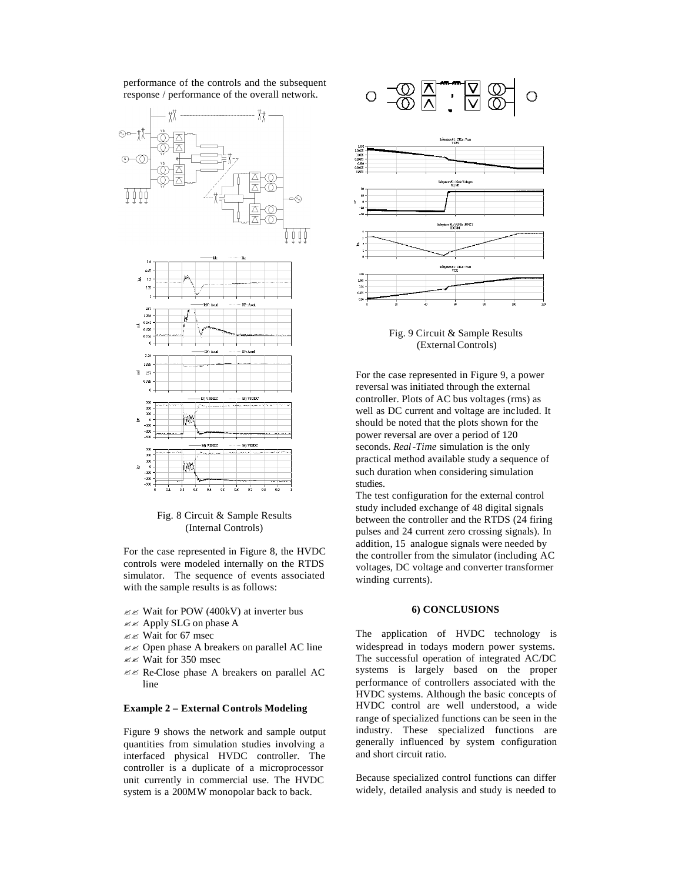performance of the controls and the subsequent response / performance of the overall network.

Fig. 8 Circuit & Sample Results (Internal Controls)

For the case represented in Figure 8, the HVDC controls were modeled internally on the RTDS simulator. The sequence of events associated with the sample results is as follows:

- Wait for POW (400kV) at inverter bus
- Apply SLG on phase A
- Wait for 67 msec
- Open phase A breakers on parallel AC line
- Wait for 350 msec
- Re-Close phase A breakers on parallel AC line

**Example 2 – External Controls Modeling**

Figure 9 shows the network and sample output quantities from simulation studies involving a interfaced physical HVDC controller. The controller is a duplicate of a microprocessor unit currently in commercial use. The HVDC system is a 200MW monopolar back to back.

Fig. 9 Circuit & Sample Results (External Controls)

For the case represented in Figure 9, a power reversal was initiated through the external controller. Plots of AC bus voltages (rms) as well as DC current and voltage are included. It should be noted that the plots shown for the power reversal are over a period of 120 seconds. *Real-Time* simulation is the only practical method available study a sequence of such duration when considering simulation studies.

The test configuration for the external control study included exchange of 48 digital signals between the controller and the RTDS (24 firing pulses and 24 current zero crossing signals). In addition, 15 analogue signals were needed by the controller from the simulator (including AC voltages, DC voltage and converter transformer winding currents).

#### 6) CONCLUSIONS

The application of HVDC technology is widespread in todays modern power systems. The successful operation of integrated AC/DC systems is largely based on the proper performance of controllers associated with the HVDC systems. Although the basic concepts of HVDC control are well understood, a wide range of specialized functions can be seen in the industry. These specialized functions are generally influenced by system configuration and short circuit ratio.

Because specialized control functions can differ widely, detailed analysis and study is needed to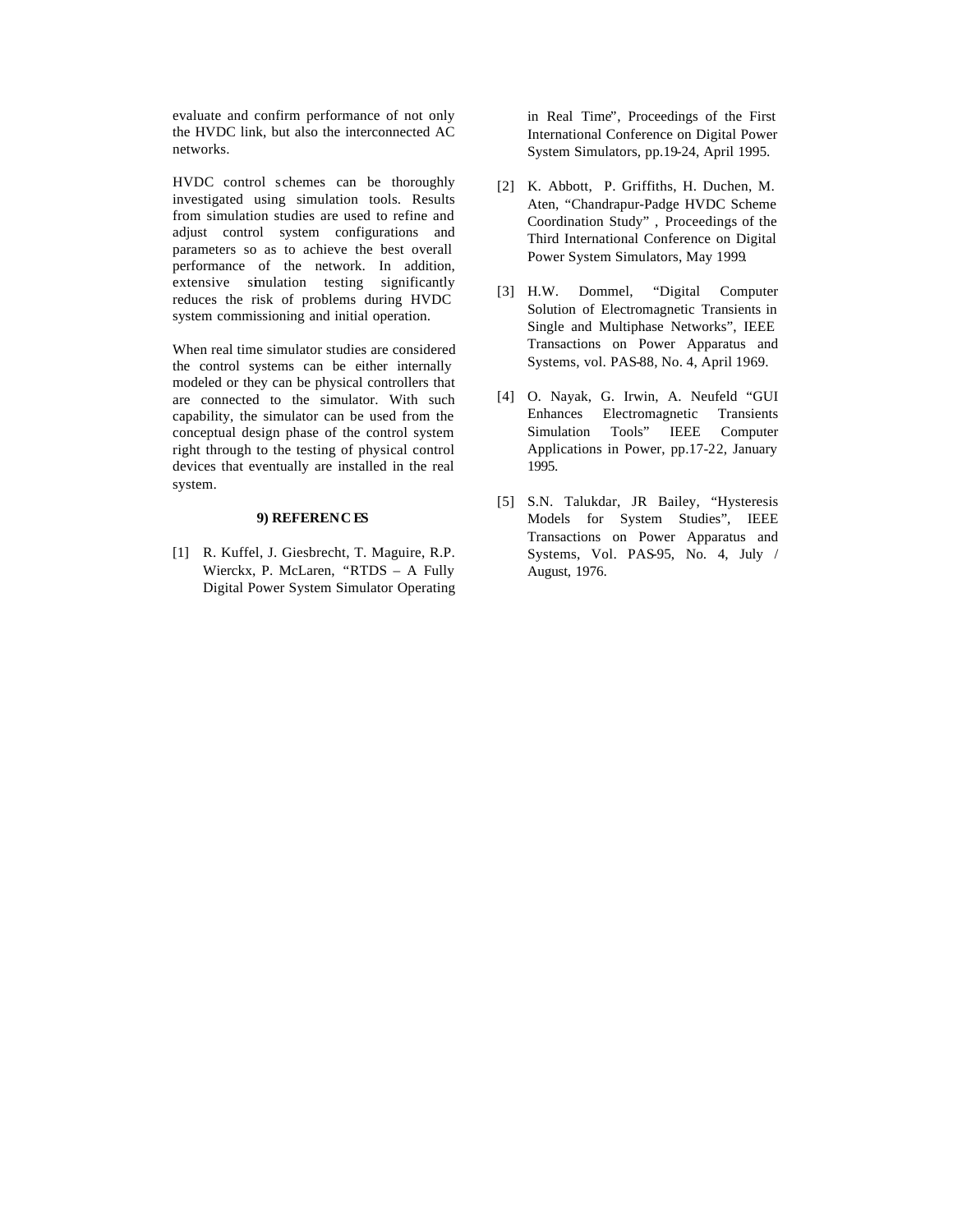evaluate and confirm performance of not only the HVDC link, but also the interconnected AC networks.

HVDC control schemes can be thoroughly investigated using simulation tools. Results from simulation studies are used to refine and adjust control system configurations and parameters so as to achieve the best overall performance of the network. In addition, extensive simulation testing significantly reduces the risk of problems during HVDC system commissioning and initial operation.

When real time simulator studies are considered the control systems can be either internally modeled or they can be physical controllers that are connected to the simulator. With such capability, the simulator can be used from the conceptual design phase of the control system right through to the testing of physical control devices that eventually are installed in the real system.

## 9) REFERENCES

[1] R. Kuffel, J. Giesbrecht, T. Maguire, R.P. Wierckx, P. McLaren, "RTDS – A Fully Digital Power System Simulator Operating in Real Time", Proceedings of the First International Conference on Digital Power System Simulators, pp.19-24, April 1995.

[2] K. Abbott, P. Griffiths, H. Duchen, M. Aten, "Chandrapur-Padge HVDC Scheme Coordination Study" , Proceedings of the Third International Conference on Digital Power System Simulators, May 1999.

[3] H.W. Dommel, "Digital Computer Solution of Electromagnetic Transients in Single and Multiphase Networks", IEEE Transactions on Power Apparatus and Systems, vol. PAS-88, No. 4, April 1969.

[4] O. Nayak, G. Irwin, A. Neufeld "GUI Enhances Electromagnetic Transients Simulation Tools" IEEE Computer Applications in Power, pp.17-22, January 1995.

[5] S.N. Talukdar, JR Bailey, "Hysteresis Models for System Studies", IEEE Transactions on Power Apparatus and Systems, Vol. PAS-95, No. 4, July / August, 1976.